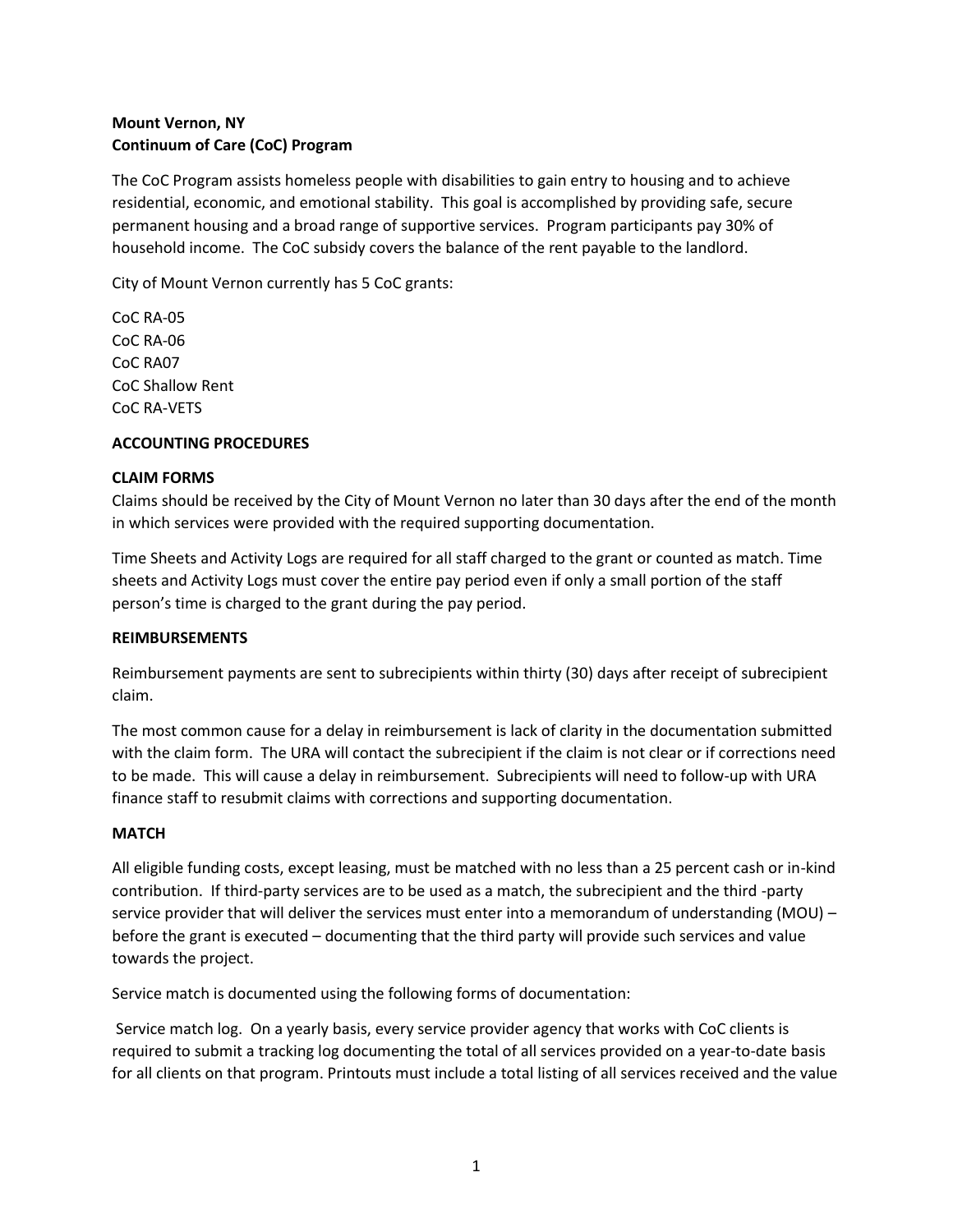**Mount Vernon, NY**
**Continuum of Care (CoC) Program**

The CoC Program assists homeless people with disabilities to gain entry to housing and to achieve residential, economic, and emotional stability. This goal is accomplished by providing safe, secure permanent housing and a broad range of supportive services. Program participants pay 30% of household income. The CoC subsidy covers the balance of the rent payable to the landlord.

City of Mount Vernon currently has 5 CoC grants:

CoC RA-05
CoC RA-06
CoC RA07
CoC Shallow Rent
CoC RA-VETS

## ACCOUNTING PROCEDURES

### CLAIM FORMS

Claims should be received by the City of Mount Vernon no later than 30 days after the end of the month in which services were provided with the required supporting documentation.

Time Sheets and Activity Logs are required for all staff charged to the grant or counted as match. Time sheets and Activity Logs must cover the entire pay period even if only a small portion of the staff person's time is charged to the grant during the pay period.

### REIMBURSEMENTS

Reimbursement payments are sent to subrecipients within thirty (30) days after receipt of subrecipient claim.

The most common cause for a delay in reimbursement is lack of clarity in the documentation submitted with the claim form. The URA will contact the subrecipient if the claim is not clear or if corrections need to be made. This will cause a delay in reimbursement. Subrecipients will need to follow-up with URA finance staff to resubmit claims with corrections and supporting documentation.

### MATCH

All eligible funding costs, except leasing, must be matched with no less than a 25 percent cash or in-kind contribution. If third-party services are to be used as a match, the subrecipient and the third -party service provider that will deliver the services must enter into a memorandum of understanding (MOU) – before the grant is executed – documenting that the third party will provide such services and value towards the project.

Service match is documented using the following forms of documentation:

Service match log. On a yearly basis, every service provider agency that works with CoC clients is required to submit a tracking log documenting the total of all services provided on a year-to-date basis for all clients on that program. Printouts must include a total listing of all services received and the value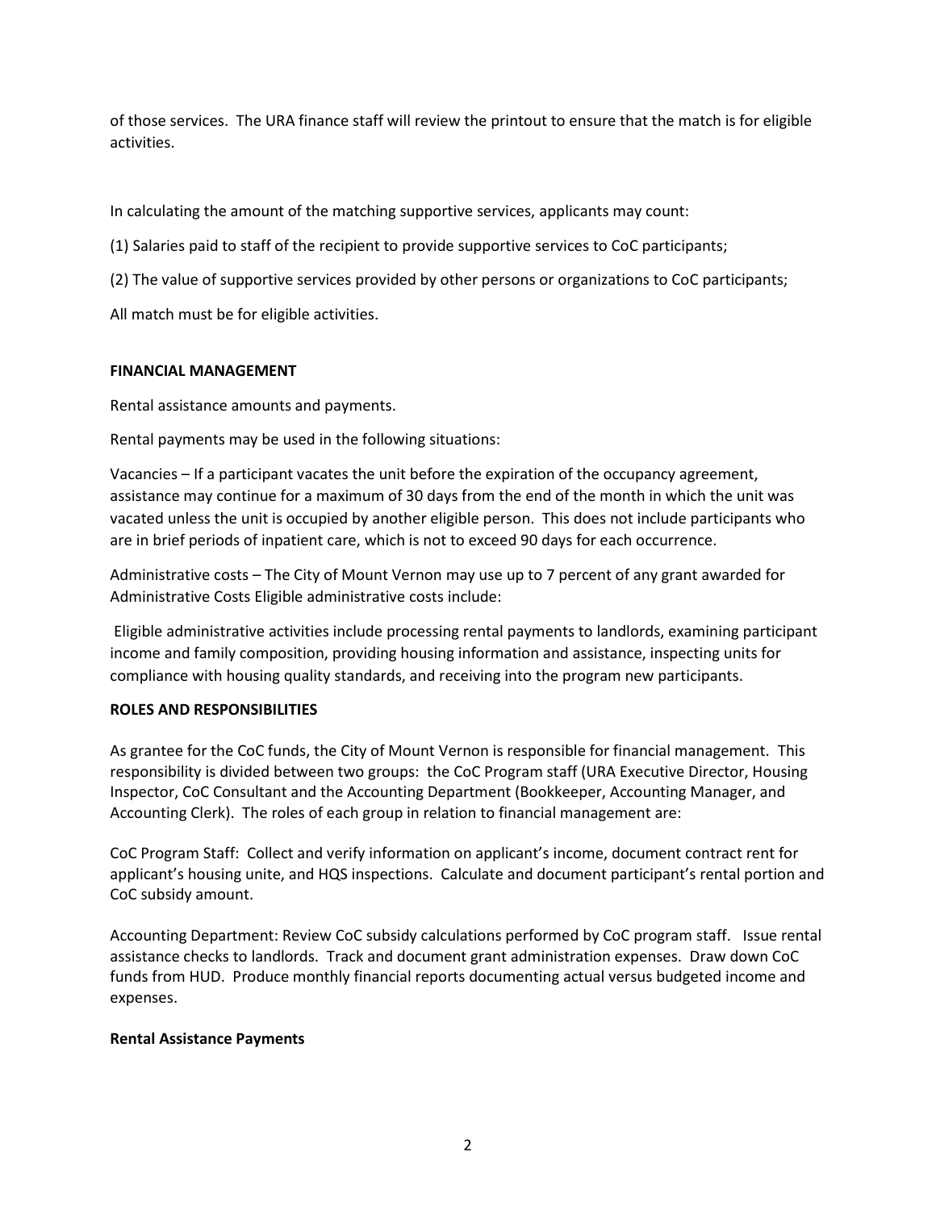of those services. The URA finance staff will review the printout to ensure that the match is for eligible activities.

In calculating the amount of the matching supportive services, applicants may count:

(1) Salaries paid to staff of the recipient to provide supportive services to CoC participants;

(2) The value of supportive services provided by other persons or organizations to CoC participants;

All match must be for eligible activities.

**FINANCIAL MANAGEMENT**

Rental assistance amounts and payments.

Rental payments may be used in the following situations:

Vacancies – If a participant vacates the unit before the expiration of the occupancy agreement, assistance may continue for a maximum of 30 days from the end of the month in which the unit was vacated unless the unit is occupied by another eligible person. This does not include participants who are in brief periods of inpatient care, which is not to exceed 90 days for each occurrence.

Administrative costs – The City of Mount Vernon may use up to 7 percent of any grant awarded for Administrative Costs Eligible administrative costs include:

Eligible administrative activities include processing rental payments to landlords, examining participant income and family composition, providing housing information and assistance, inspecting units for compliance with housing quality standards, and receiving into the program new participants.

**ROLES AND RESPONSIBILITIES**

As grantee for the CoC funds, the City of Mount Vernon is responsible for financial management. This responsibility is divided between two groups: the CoC Program staff (URA Executive Director, Housing Inspector, CoC Consultant and the Accounting Department (Bookkeeper, Accounting Manager, and Accounting Clerk). The roles of each group in relation to financial management are:

CoC Program Staff: Collect and verify information on applicant's income, document contract rent for applicant's housing unite, and HQS inspections. Calculate and document participant's rental portion and CoC subsidy amount.

Accounting Department: Review CoC subsidy calculations performed by CoC program staff. Issue rental assistance checks to landlords. Track and document grant administration expenses. Draw down CoC funds from HUD. Produce monthly financial reports documenting actual versus budgeted income and expenses.

**Rental Assistance Payments**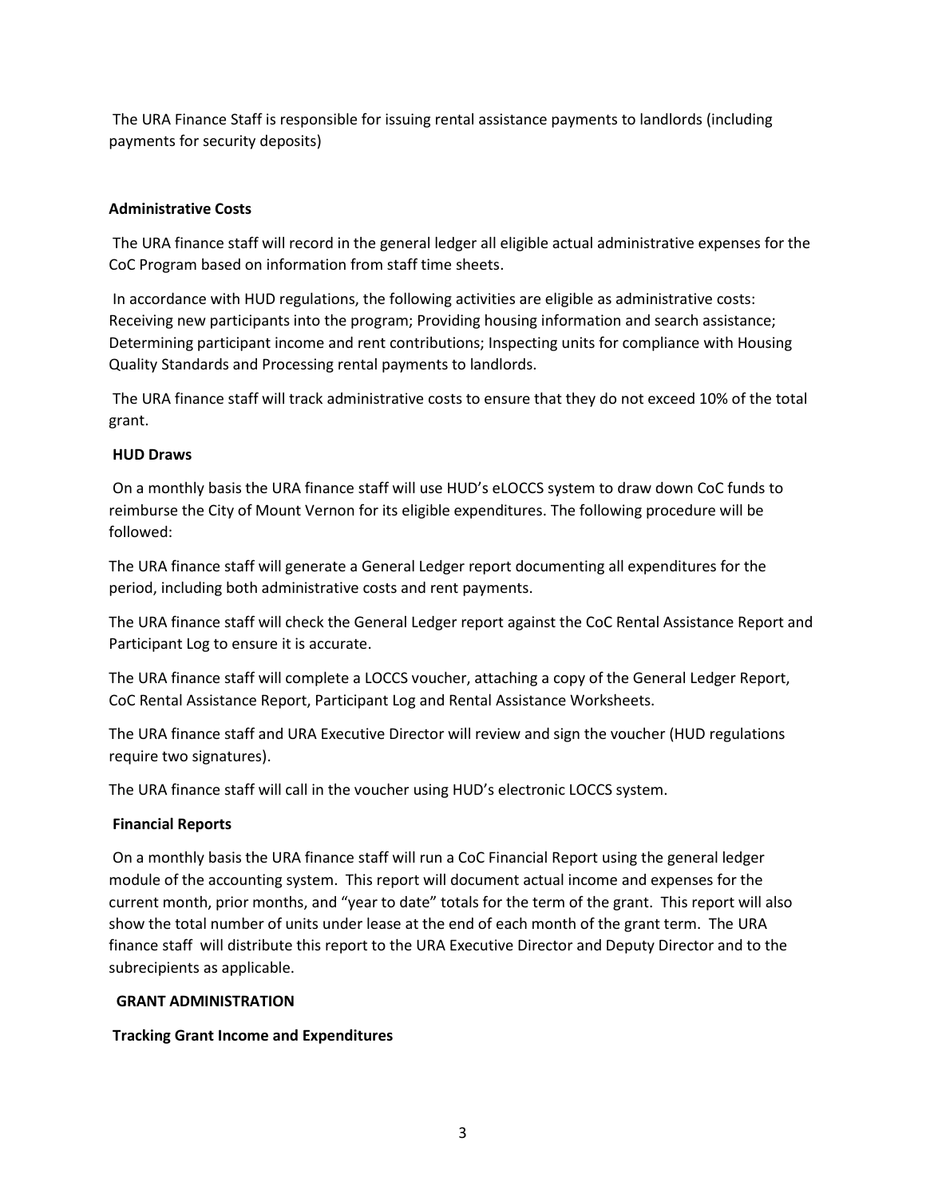The URA Finance Staff is responsible for issuing rental assistance payments to landlords (including payments for security deposits)

**Administrative Costs**

The URA finance staff will record in the general ledger all eligible actual administrative expenses for the CoC Program based on information from staff time sheets.

In accordance with HUD regulations, the following activities are eligible as administrative costs: Receiving new participants into the program; Providing housing information and search assistance; Determining participant income and rent contributions; Inspecting units for compliance with Housing Quality Standards and Processing rental payments to landlords.

The URA finance staff will track administrative costs to ensure that they do not exceed 10% of the total grant.

**HUD Draws**

On a monthly basis the URA finance staff will use HUD's eLOCCS system to draw down CoC funds to reimburse the City of Mount Vernon for its eligible expenditures. The following procedure will be followed:

The URA finance staff will generate a General Ledger report documenting all expenditures for the period, including both administrative costs and rent payments.

The URA finance staff will check the General Ledger report against the CoC Rental Assistance Report and Participant Log to ensure it is accurate.

The URA finance staff will complete a LOCCS voucher, attaching a copy of the General Ledger Report, CoC Rental Assistance Report, Participant Log and Rental Assistance Worksheets.

The URA finance staff and URA Executive Director will review and sign the voucher (HUD regulations require two signatures).

The URA finance staff will call in the voucher using HUD's electronic LOCCS system.

**Financial Reports**

On a monthly basis the URA finance staff will run a CoC Financial Report using the general ledger module of the accounting system. This report will document actual income and expenses for the current month, prior months, and "year to date" totals for the term of the grant. This report will also show the total number of units under lease at the end of each month of the grant term. The URA finance staff will distribute this report to the URA Executive Director and Deputy Director and to the subrecipients as applicable.

**GRANT ADMINISTRATION**

**Tracking Grant Income and Expenditures**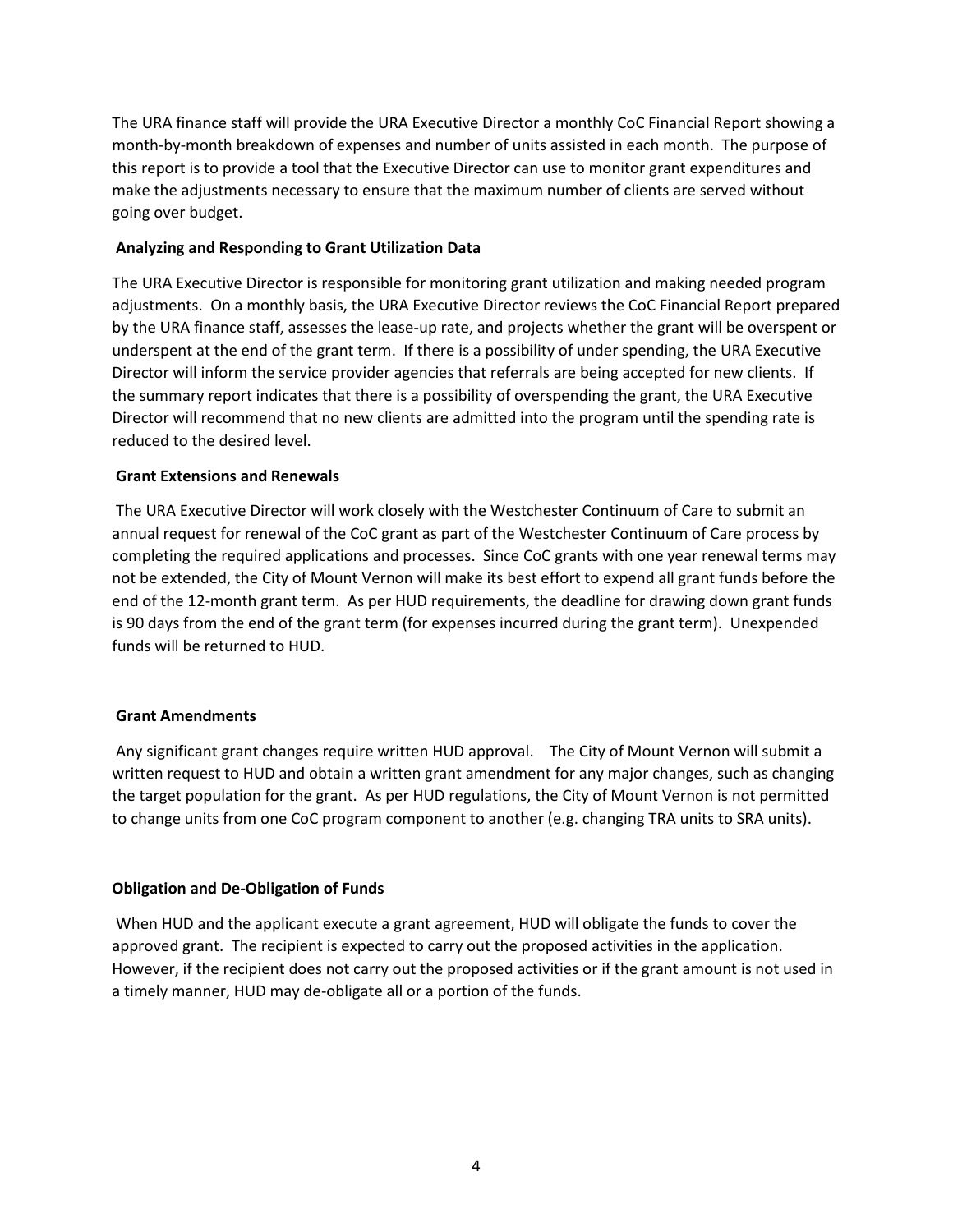The URA finance staff will provide the URA Executive Director a monthly CoC Financial Report showing a month-by-month breakdown of expenses and number of units assisted in each month. The purpose of this report is to provide a tool that the Executive Director can use to monitor grant expenditures and make the adjustments necessary to ensure that the maximum number of clients are served without going over budget.

**Analyzing and Responding to Grant Utilization Data**

The URA Executive Director is responsible for monitoring grant utilization and making needed program adjustments. On a monthly basis, the URA Executive Director reviews the CoC Financial Report prepared by the URA finance staff, assesses the lease-up rate, and projects whether the grant will be overspent or underspent at the end of the grant term. If there is a possibility of under spending, the URA Executive Director will inform the service provider agencies that referrals are being accepted for new clients. If the summary report indicates that there is a possibility of overspending the grant, the URA Executive Director will recommend that no new clients are admitted into the program until the spending rate is reduced to the desired level.

**Grant Extensions and Renewals**

The URA Executive Director will work closely with the Westchester Continuum of Care to submit an annual request for renewal of the CoC grant as part of the Westchester Continuum of Care process by completing the required applications and processes. Since CoC grants with one year renewal terms may not be extended, the City of Mount Vernon will make its best effort to expend all grant funds before the end of the 12-month grant term. As per HUD requirements, the deadline for drawing down grant funds is 90 days from the end of the grant term (for expenses incurred during the grant term). Unexpended funds will be returned to HUD.

**Grant Amendments**

Any significant grant changes require written HUD approval. The City of Mount Vernon will submit a written request to HUD and obtain a written grant amendment for any major changes, such as changing the target population for the grant. As per HUD regulations, the City of Mount Vernon is not permitted to change units from one CoC program component to another (e.g. changing TRA units to SRA units).

**Obligation and De-Obligation of Funds**

When HUD and the applicant execute a grant agreement, HUD will obligate the funds to cover the approved grant. The recipient is expected to carry out the proposed activities in the application. However, if the recipient does not carry out the proposed activities or if the grant amount is not used in a timely manner, HUD may de-obligate all or a portion of the funds.